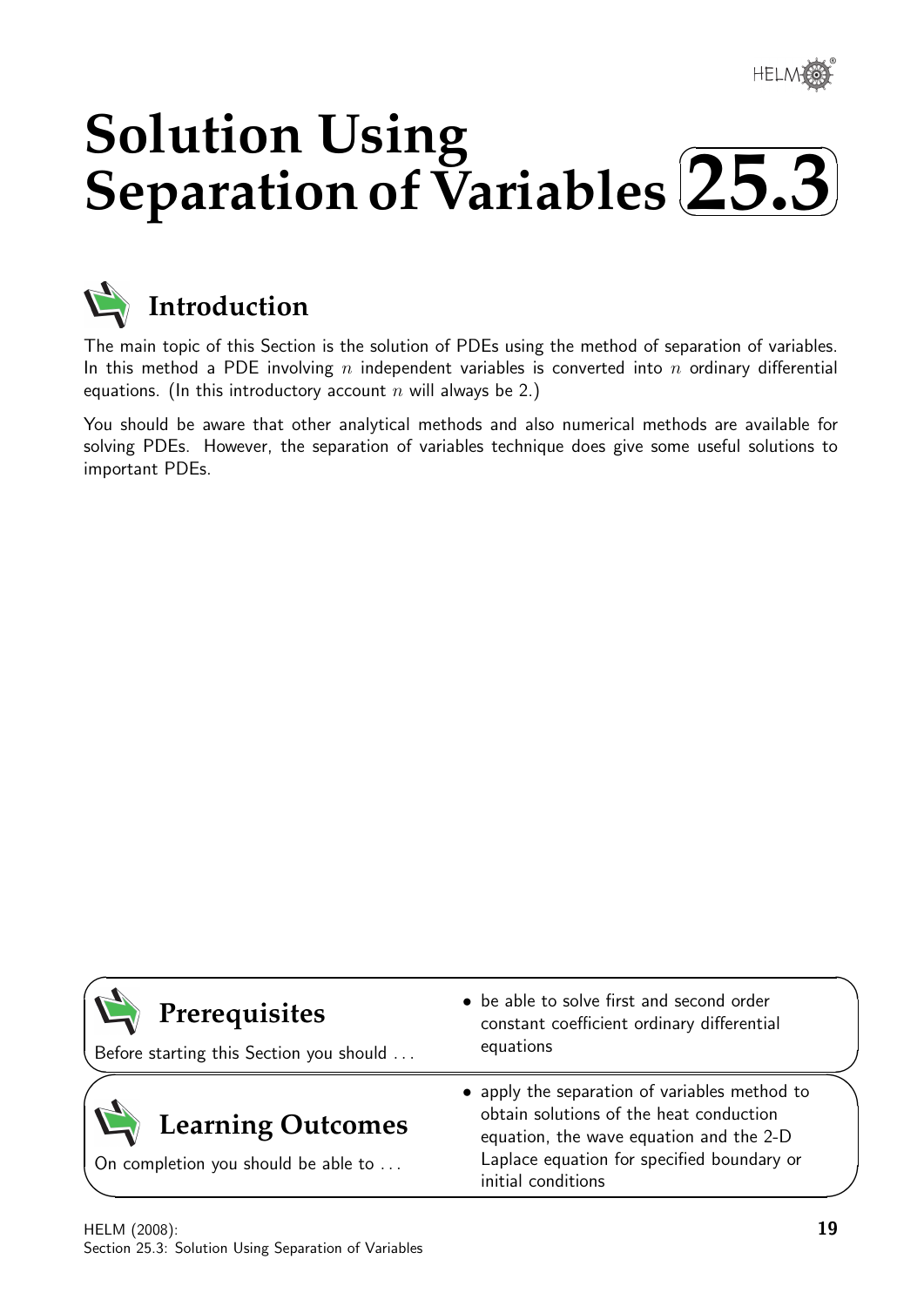# Solution Using Separation of Variables 25.3

## Introduction

The main topic of this Section is the solution of PDEs using the method of separation of variables. In this method a PDE involving $n$ independent variables is converted into $n$ ordinary differential equations. (In this introductory account $n$ will always be 2.)

You should be aware that other analytical methods and also numerical methods are available for solving PDEs. However, the separation of variables technique does give some useful solutions to important PDEs.

## Prerequisites

Before starting this Section you should ...

- be able to solve first and second order constant coefficient ordinary differential equations

## Learning Outcomes

On completion you should be able to ...

- apply the separation of variables method to obtain solutions of the heat conduction equation, the wave equation and the 2-D Laplace equation for specified boundary or initial conditions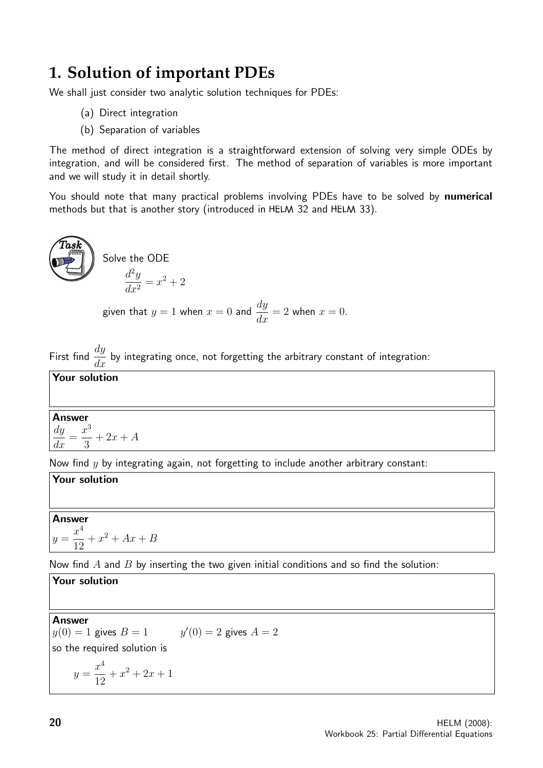# 1. Solution of important PDEs

We shall just consider two analytic solution techniques for PDEs:

(a) Direct integration

(b) Separation of variables

The method of direct integration is a straightforward extension of solving very simple ODEs by integration, and will be considered first. The method of separation of variables is more important and we will study it in detail shortly.

You should note that many practical problems involving PDEs have to be solved by **numerical** methods but that is another story (introduced in HELM 32 and HELM 33).

**Task**

Solve the ODE

$$\frac{d^2y}{dx^2} = x^2 + 2$$

given that $y = 1$ when $x = 0$ and $\frac{dy}{dx} = 2$ when $x = 0$.

First find $\frac{dy}{dx}$ by integrating once, not forgetting the arbitrary constant of integration:

**Your solution**

**Answer**

$\frac{dy}{dx} = \frac{x^3}{3} + 2x + A$

Now find $y$ by integrating again, not forgetting to include another arbitrary constant:

**Your solution**

**Answer**

$y = \frac{x^4}{12} + x^2 + Ax + B$

Now find $A$ and $B$ by inserting the two given initial conditions and so find the solution:

**Your solution**

**Answer**

$y(0) = 1$ gives $B = 1$ $\quad\quad$ $y'(0) = 2$ gives $A = 2$

so the required solution is

$$y = \frac{x^4}{12} + x^2 + 2x + 1$$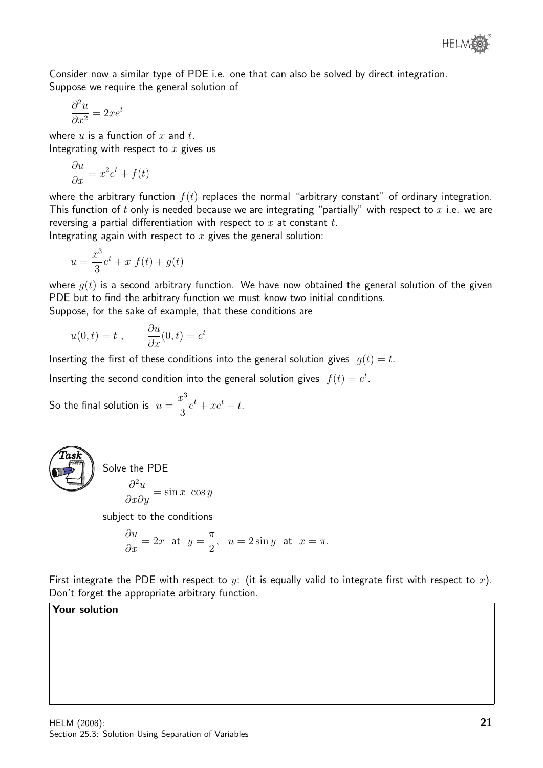Consider now a similar type of PDE i.e. one that can also be solved by direct integration. Suppose we require the general solution of

$$\frac{\partial^2 u}{\partial x^2} = 2xe^t$$

where $u$ is a function of $x$ and $t$.
Integrating with respect to $x$ gives us

$$\frac{\partial u}{\partial x} = x^2 e^t + f(t)$$

where the arbitrary function $f(t)$ replaces the normal "arbitrary constant" of ordinary integration. This function of $t$ only is needed because we are integrating "partially" with respect to $x$ i.e. we are reversing a partial differentiation with respect to $x$ at constant $t$.
Integrating again with respect to $x$ gives the general solution:

$$u = \frac{x^3}{3}e^t + x\ f(t) + g(t)$$

where $g(t)$ is a second arbitrary function. We have now obtained the general solution of the given PDE but to find the arbitrary function we must know two initial conditions.
Suppose, for the sake of example, that these conditions are

$$u(0,t) = t\ , \qquad \frac{\partial u}{\partial x}(0,t) = e^t$$

Inserting the first of these conditions into the general solution gives $g(t) = t$.

Inserting the second condition into the general solution gives $f(t) = e^t$.

So the final solution is $u = \dfrac{x^3}{3}e^t + xe^t + t$.

**Task**

Solve the PDE

$$\frac{\partial^2 u}{\partial x \partial y} = \sin x\ \cos y$$

subject to the conditions

$$\frac{\partial u}{\partial x} = 2x \ \text{ at } \ y = \frac{\pi}{2}, \quad u = 2\sin y \ \text{ at } \ x = \pi.$$

First integrate the PDE with respect to $y$: (it is equally valid to integrate first with respect to $x$). Don't forget the appropriate arbitrary function.

**Your solution**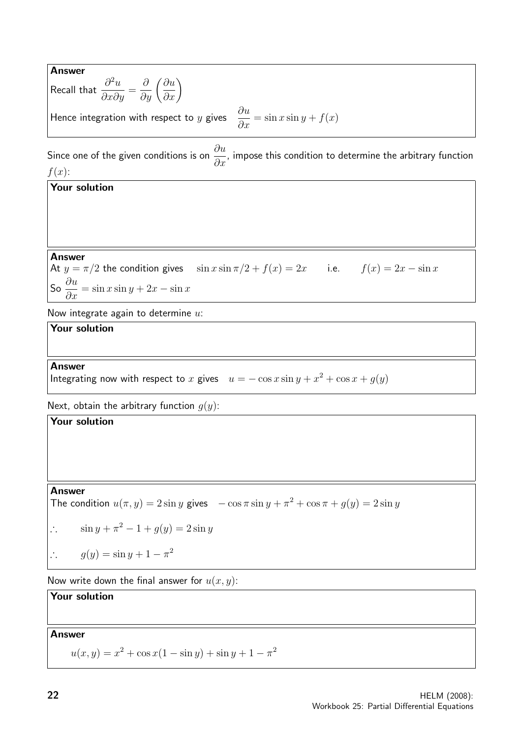**Answer**

Recall that $\dfrac{\partial^2 u}{\partial x \partial y} = \dfrac{\partial}{\partial y}\left(\dfrac{\partial u}{\partial x}\right)$

Hence integration with respect to $y$ gives $\quad \dfrac{\partial u}{\partial x} = \sin x \sin y + f(x)$

Since one of the given conditions is on $\dfrac{\partial u}{\partial x}$, impose this condition to determine the arbitrary function $f(x)$:

**Your solution**

**Answer**

At $y = \pi/2$ the condition gives $\quad \sin x \sin \pi/2 + f(x) = 2x \qquad$ i.e. $\qquad f(x) = 2x - \sin x$

So $\dfrac{\partial u}{\partial x} = \sin x \sin y + 2x - \sin x$

Now integrate again to determine $u$:

**Your solution**

**Answer**

Integrating now with respect to $x$ gives $\quad u = -\cos x \sin y + x^2 + \cos x + g(y)$

Next, obtain the arbitrary function $g(y)$:

**Your solution**

**Answer**

The condition $u(\pi, y) = 2\sin y$ gives $\quad -\cos\pi \sin y + \pi^2 + \cos\pi + g(y) = 2\sin y$

$\therefore \qquad \sin y + \pi^2 - 1 + g(y) = 2\sin y$

$\therefore \qquad g(y) = \sin y + 1 - \pi^2$

Now write down the final answer for $u(x, y)$:

**Your solution**

**Answer**

$$u(x, y) = x^2 + \cos x(1 - \sin y) + \sin y + 1 - \pi^2$$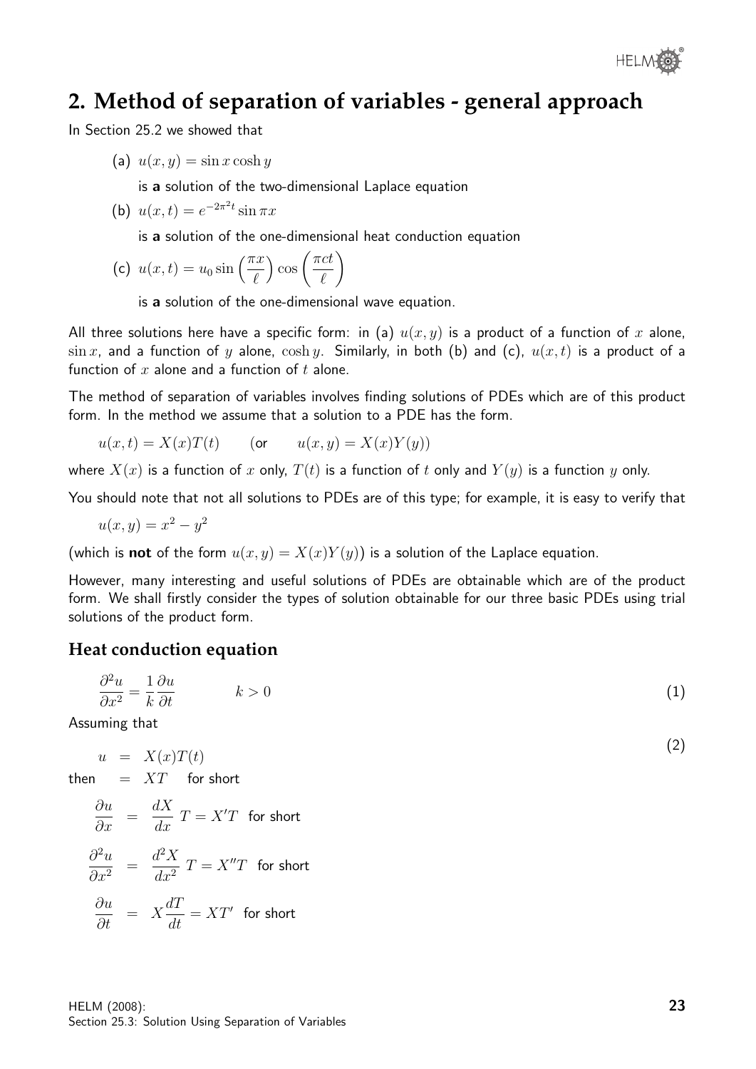## 2. Method of separation of variables - general approach

In Section 25.2 we showed that

(a) $u(x, y) = \sin x \cosh y$

is **a** solution of the two-dimensional Laplace equation

(b) $u(x, t) = e^{-2\pi^2 t} \sin \pi x$

is **a** solution of the one-dimensional heat conduction equation

(c) $u(x, t) = u_0 \sin\left(\dfrac{\pi x}{\ell}\right) \cos\left(\dfrac{\pi c t}{\ell}\right)$

is **a** solution of the one-dimensional wave equation.

All three solutions here have a specific form: in (a) $u(x, y)$ is a product of a function of $x$ alone, $\sin x$, and a function of $y$ alone, $\cosh y$. Similarly, in both (b) and (c), $u(x, t)$ is a product of a function of $x$ alone and a function of $t$ alone.

The method of separation of variables involves finding solutions of PDEs which are of this product form. In the method we assume that a solution to a PDE has the form.

$$u(x, t) = X(x)T(t) \qquad (\text{or} \qquad u(x, y) = X(x)Y(y))$$

where $X(x)$ is a function of $x$ only, $T(t)$ is a function of $t$ only and $Y(y)$ is a function $y$ only.

You should note that not all solutions to PDEs are of this type; for example, it is easy to verify that

$$u(x, y) = x^2 - y^2$$

(which is **not** of the form $u(x, y) = X(x)Y(y)$) is a solution of the Laplace equation.

However, many interesting and useful solutions of PDEs are obtainable which are of the product form. We shall firstly consider the types of solution obtainable for our three basic PDEs using trial solutions of the product form.

### Heat conduction equation

$$\frac{\partial^2 u}{\partial x^2} = \frac{1}{k}\frac{\partial u}{\partial t} \qquad k > 0 \qquad (1)$$

Assuming that

$$u = X(x)T(t) \qquad (2)$$

then $\quad = XT \quad$ for short

$$\frac{\partial u}{\partial x} = \frac{dX}{dx}\, T = X'T \quad \text{for short}$$

$$\frac{\partial^2 u}{\partial x^2} = \frac{d^2X}{dx^2}\, T = X''T \quad \text{for short}$$

$$\frac{\partial u}{\partial t} = X\frac{dT}{dt} = XT' \quad \text{for short}$$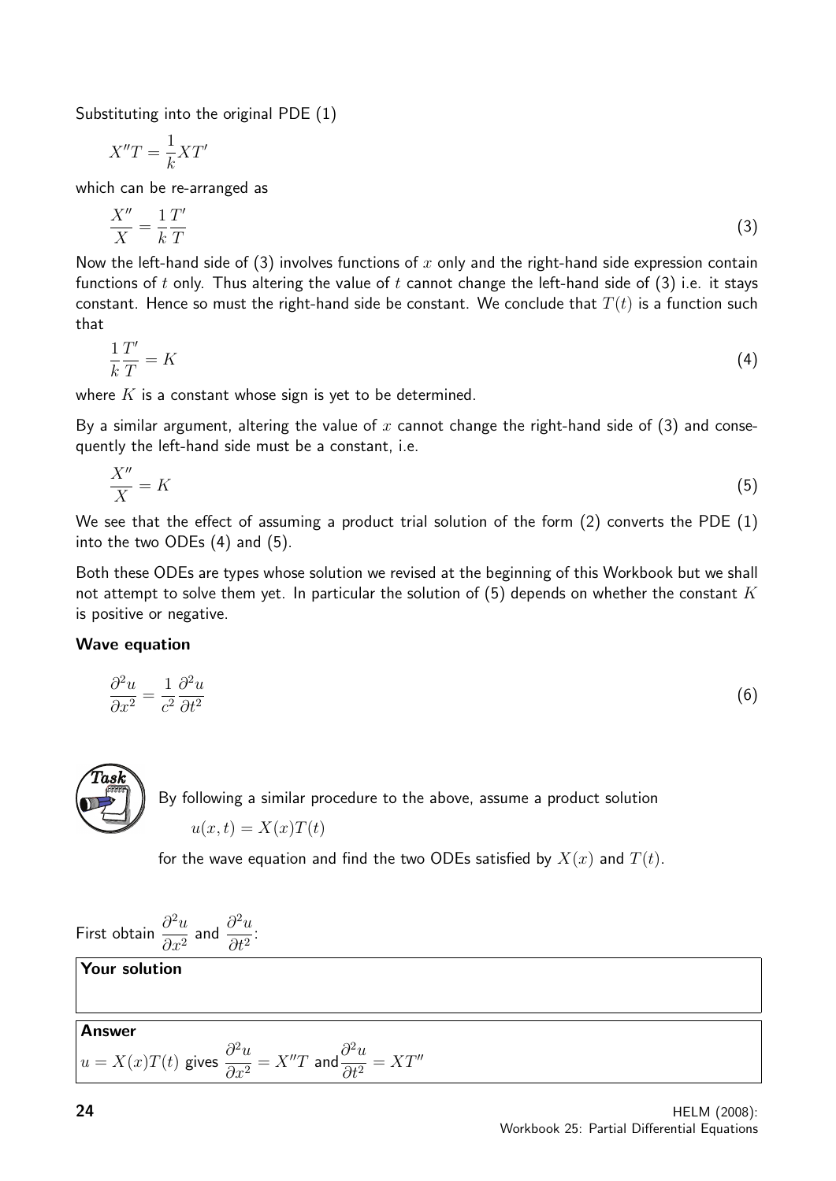Substituting into the original PDE (1)

$$X''T = \frac{1}{k}XT'$$

which can be re-arranged as

$$\frac{X''}{X} = \frac{1}{k}\frac{T'}{T} \tag{3}$$

Now the left-hand side of (3) involves functions of $x$ only and the right-hand side expression contain functions of $t$ only. Thus altering the value of $t$ cannot change the left-hand side of (3) i.e. it stays constant. Hence so must the right-hand side be constant. We conclude that $T(t)$ is a function such that

$$\frac{1}{k}\frac{T'}{T} = K \tag{4}$$

where $K$ is a constant whose sign is yet to be determined.

By a similar argument, altering the value of $x$ cannot change the right-hand side of (3) and consequently the left-hand side must be a constant, i.e.

$$\frac{X''}{X} = K \tag{5}$$

We see that the effect of assuming a product trial solution of the form (2) converts the PDE (1) into the two ODEs (4) and (5).

Both these ODEs are types whose solution we revised at the beginning of this Workbook but we shall not attempt to solve them yet. In particular the solution of (5) depends on whether the constant $K$ is positive or negative.

**Wave equation**

$$\frac{\partial^2 u}{\partial x^2} = \frac{1}{c^2}\frac{\partial^2 u}{\partial t^2} \tag{6}$$

**Task**

By following a similar procedure to the above, assume a product solution

$$u(x,t) = X(x)T(t)$$

for the wave equation and find the two ODEs satisfied by $X(x)$ and $T(t)$.

First obtain $\dfrac{\partial^2 u}{\partial x^2}$ and $\dfrac{\partial^2 u}{\partial t^2}$:

**Your solution**

**Answer**

$u = X(x)T(t)$ gives $\dfrac{\partial^2 u}{\partial x^2} = X''T$ and $\dfrac{\partial^2 u}{\partial t^2} = XT''$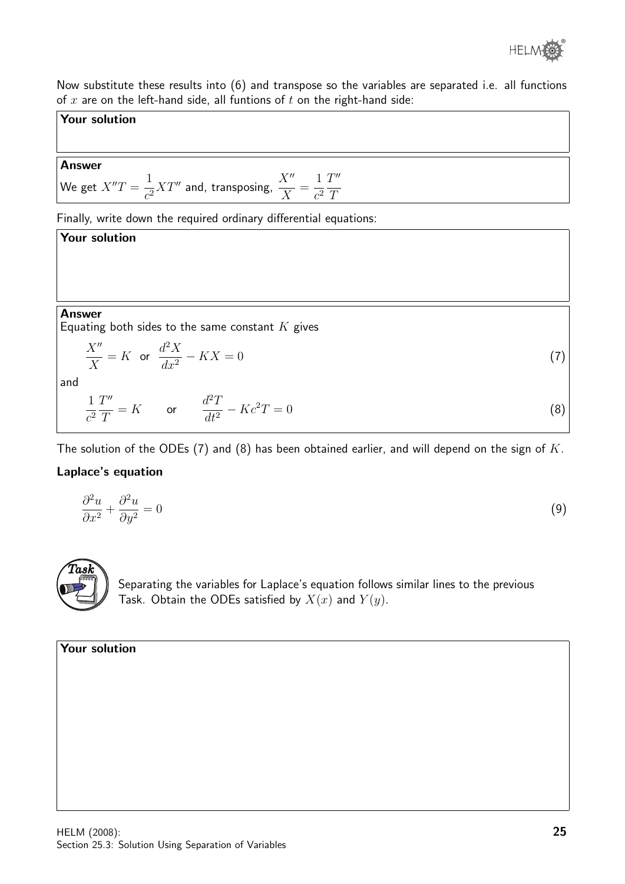Now substitute these results into (6) and transpose so the variables are separated i.e. all functions of $x$ are on the left-hand side, all funtions of $t$ on the right-hand side:

**Your solution**

**Answer**

We get $X''T = \dfrac{1}{c^2}XT''$ and, transposing, $\dfrac{X''}{X} = \dfrac{1}{c^2}\dfrac{T''}{T}$

Finally, write down the required ordinary differential equations:

**Your solution**

**Answer**

Equating both sides to the same constant $K$ gives

$$\frac{X''}{X} = K \quad \text{or} \quad \frac{d^2X}{dx^2} - KX = 0 \tag{7}$$

and

$$\frac{1}{c^2}\frac{T''}{T} = K \qquad \text{or} \qquad \frac{d^2T}{dt^2} - Kc^2T = 0 \tag{8}$$

The solution of the ODEs (7) and (8) has been obtained earlier, and will depend on the sign of $K$.

**Laplace's equation**

$$\frac{\partial^2 u}{\partial x^2} + \frac{\partial^2 u}{\partial y^2} = 0 \tag{9}$$

**Task**

Separating the variables for Laplace's equation follows similar lines to the previous Task. Obtain the ODEs satisfied by $X(x)$ and $Y(y)$.

**Your solution**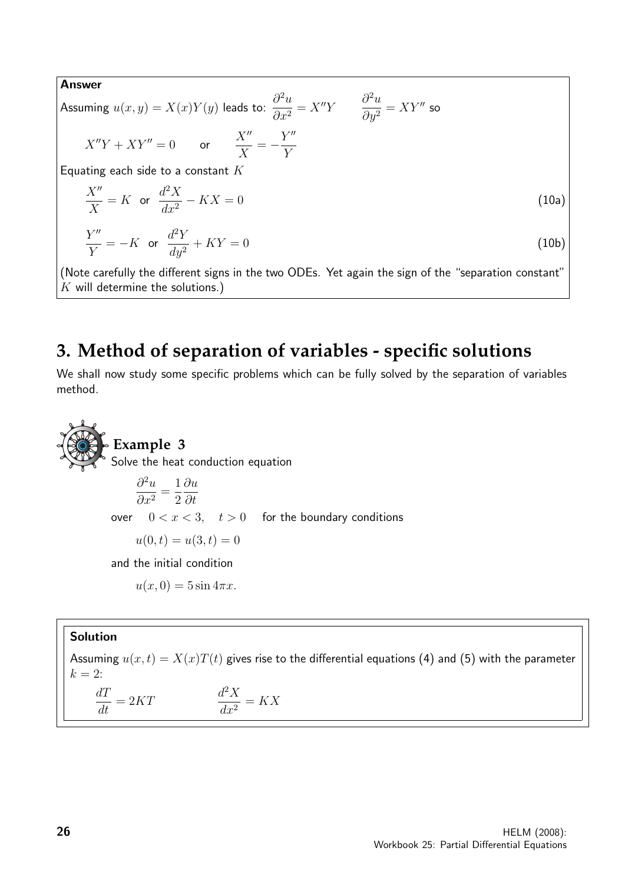**Answer**

Assuming $u(x,y) = X(x)Y(y)$ leads to: $\dfrac{\partial^2 u}{\partial x^2} = X''Y \qquad \dfrac{\partial^2 u}{\partial y^2} = XY''$ so

$$X''Y + XY'' = 0 \qquad \text{or} \qquad \frac{X''}{X} = -\frac{Y''}{Y}$$

Equating each side to a constant $K$

$$\frac{X''}{X} = K \;\; \text{or} \;\; \frac{d^2X}{dx^2} - KX = 0 \tag{10a}$$

$$\frac{Y''}{Y} = -K \;\; \text{or} \;\; \frac{d^2Y}{dy^2} + KY = 0 \tag{10b}$$

(Note carefully the different signs in the two ODEs. Yet again the sign of the "separation constant" $K$ will determine the solutions.)

## 3. Method of separation of variables - specific solutions

We shall now study some specific problems which can be fully solved by the separation of variables method.

### Example 3

Solve the heat conduction equation

$$\frac{\partial^2 u}{\partial x^2} = \frac{1}{2}\frac{\partial u}{\partial t}$$

over $\quad 0 < x < 3, \quad t > 0 \quad$ for the boundary conditions

$$u(0,t) = u(3,t) = 0$$

and the initial condition

$$u(x,0) = 5\sin 4\pi x.$$

**Solution**

Assuming $u(x,t) = X(x)T(t)$ gives rise to the differential equations (4) and (5) with the parameter $k = 2$:

$$\frac{dT}{dt} = 2KT \qquad\qquad \frac{d^2X}{dx^2} = KX$$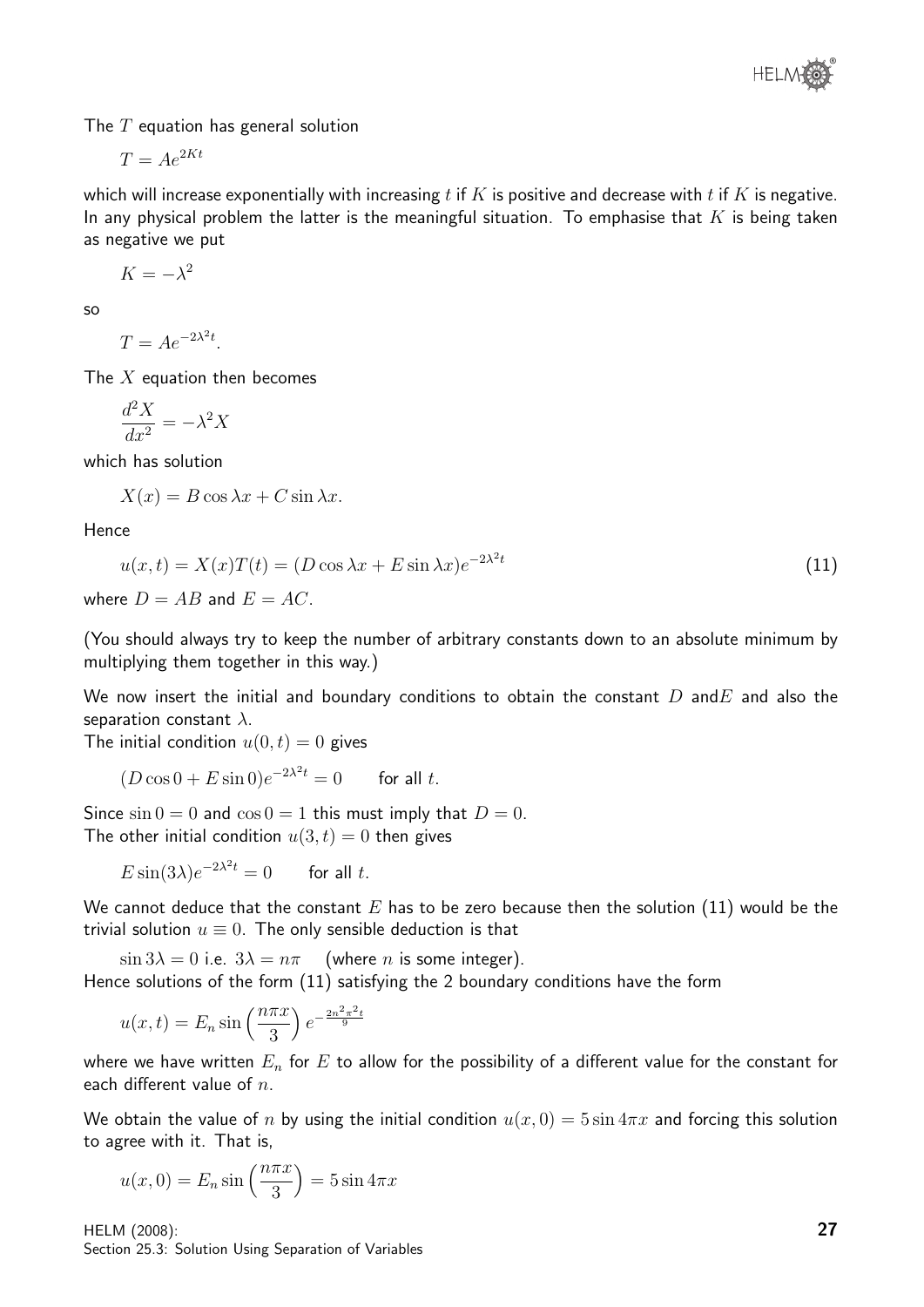The $T$ equation has general solution

$$T = Ae^{2Kt}$$

which will increase exponentially with increasing $t$ if $K$ is positive and decrease with $t$ if $K$ is negative. In any physical problem the latter is the meaningful situation. To emphasise that $K$ is being taken as negative we put

$$K = -\lambda^2$$

so

$$T = Ae^{-2\lambda^2 t}.$$

The $X$ equation then becomes

$$\frac{d^2X}{dx^2} = -\lambda^2 X$$

which has solution

$$X(x) = B\cos\lambda x + C\sin\lambda x.$$

Hence

$$u(x,t) = X(x)T(t) = (D\cos\lambda x + E\sin\lambda x)e^{-2\lambda^2 t} \tag{11}$$

where $D = AB$ and $E = AC$.

(You should always try to keep the number of arbitrary constants down to an absolute minimum by multiplying them together in this way.)

We now insert the initial and boundary conditions to obtain the constant $D$ and$E$ and also the separation constant $\lambda$.

The initial condition $u(0,t) = 0$ gives

$$(D\cos 0 + E\sin 0)e^{-2\lambda^2 t} = 0 \qquad \text{for all } t.$$

Since $\sin 0 = 0$ and $\cos 0 = 1$ this must imply that $D = 0$.

The other initial condition $u(3,t) = 0$ then gives

$$E\sin(3\lambda)e^{-2\lambda^2 t} = 0 \qquad \text{for all } t.$$

We cannot deduce that the constant $E$ has to be zero because then the solution (11) would be the trivial solution $u \equiv 0$. The only sensible deduction is that

$\sin 3\lambda = 0$ i.e. $3\lambda = n\pi$ (where $n$ is some integer).

Hence solutions of the form (11) satisfying the 2 boundary conditions have the form

$$u(x,t) = E_n \sin\left(\frac{n\pi x}{3}\right) e^{-\frac{2n^2\pi^2 t}{9}}$$

where we have written $E_n$ for $E$ to allow for the possibility of a different value for the constant for each different value of $n$.

We obtain the value of $n$ by using the initial condition $u(x,0) = 5\sin 4\pi x$ and forcing this solution to agree with it. That is,

$$u(x,0) = E_n \sin\left(\frac{n\pi x}{3}\right) = 5\sin 4\pi x$$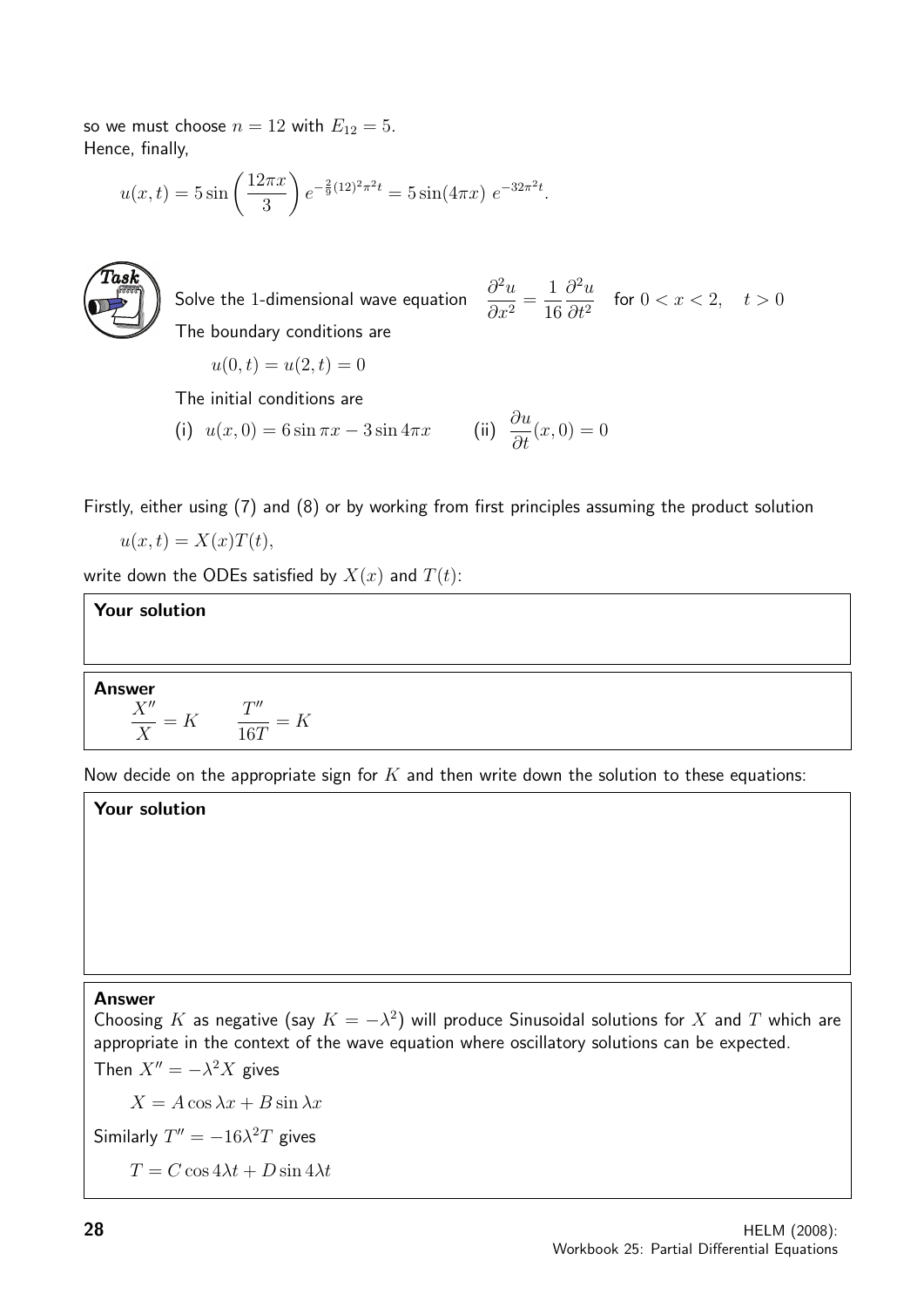so we must choose $n = 12$ with $E_{12} = 5$.
Hence, finally,

$$u(x,t) = 5\sin\left(\frac{12\pi x}{3}\right) e^{-\frac{2}{9}(12)^2\pi^2 t} = 5\sin(4\pi x)\ e^{-32\pi^2 t}.$$

**Task**

Solve the 1-dimensional wave equation $\dfrac{\partial^2 u}{\partial x^2} = \dfrac{1}{16}\dfrac{\partial^2 u}{\partial t^2}$ for $0 < x < 2, \quad t > 0$

The boundary conditions are

$$u(0,t) = u(2,t) = 0$$

The initial conditions are

(i) $u(x,0) = 6\sin\pi x - 3\sin 4\pi x$ (ii) $\dfrac{\partial u}{\partial t}(x,0) = 0$

Firstly, either using (7) and (8) or by working from first principles assuming the product solution

$$u(x,t) = X(x)T(t),$$

write down the ODEs satisfied by $X(x)$ and $T(t)$:

**Your solution**

**Answer**

$$\frac{X''}{X} = K \qquad \frac{T''}{16T} = K$$

Now decide on the appropriate sign for $K$ and then write down the solution to these equations:

**Your solution**

**Answer**

Choosing $K$ as negative (say $K = -\lambda^2$) will produce Sinusoidal solutions for $X$ and $T$ which are appropriate in the context of the wave equation where oscillatory solutions can be expected.

Then $X'' = -\lambda^2 X$ gives

$$X = A\cos\lambda x + B\sin\lambda x$$

Similarly $T'' = -16\lambda^2 T$ gives

$$T = C\cos 4\lambda t + D\sin 4\lambda t$$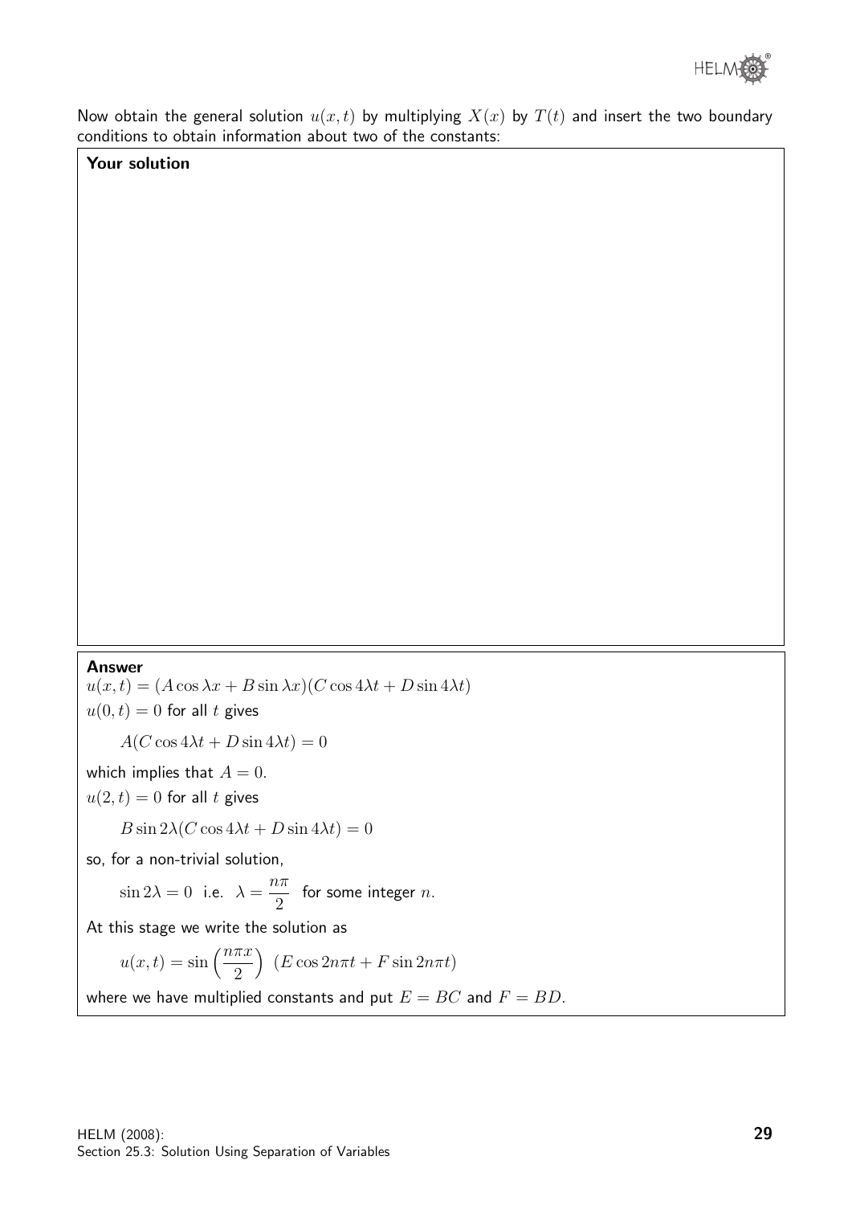Now obtain the general solution $u(x, t)$ by multiplying $X(x)$ by $T(t)$ and insert the two boundary conditions to obtain information about two of the constants:

**Your solution**

**Answer**

$u(x, t) = (A \cos \lambda x + B \sin \lambda x)(C \cos 4\lambda t + D \sin 4\lambda t)$

$u(0, t) = 0$ for all $t$ gives

$$A(C \cos 4\lambda t + D \sin 4\lambda t) = 0$$

which implies that $A = 0$.

$u(2, t) = 0$ for all $t$ gives

$$B \sin 2\lambda (C \cos 4\lambda t + D \sin 4\lambda t) = 0$$

so, for a non-trivial solution,

$$\sin 2\lambda = 0 \quad \text{i.e.} \quad \lambda = \frac{n\pi}{2} \quad \text{for some integer } n.$$

At this stage we write the solution as

$$u(x, t) = \sin\left(\frac{n\pi x}{2}\right) \; (E \cos 2n\pi t + F \sin 2n\pi t)$$

where we have multiplied constants and put $E = BC$ and $F = BD$.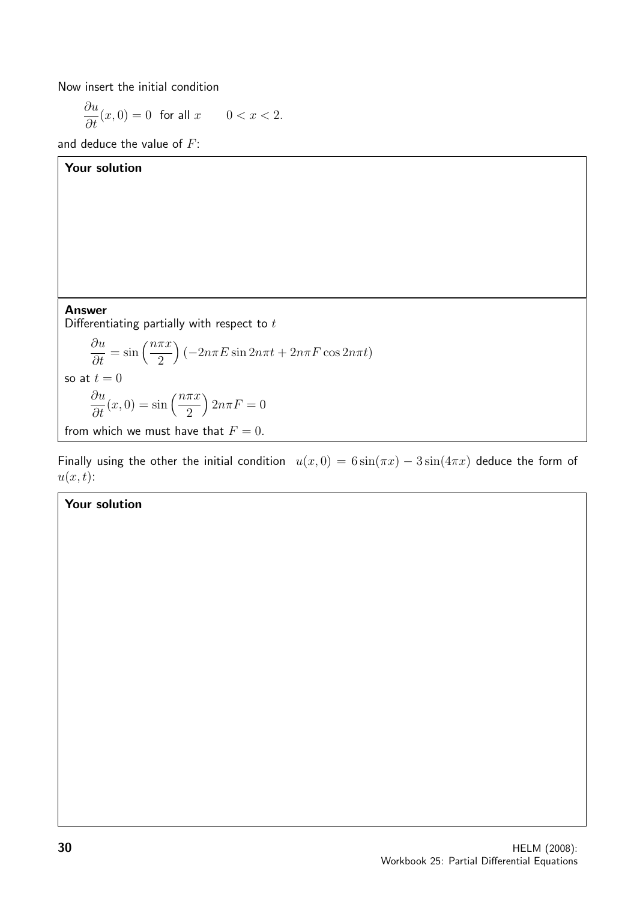Now insert the initial condition

$$\frac{\partial u}{\partial t}(x, 0) = 0 \text{ for all } x \qquad 0 < x < 2.$$

and deduce the value of $F$:

**Your solution**

**Answer**

Differentiating partially with respect to $t$

$$\frac{\partial u}{\partial t} = \sin\left(\frac{n\pi x}{2}\right)(-2n\pi E \sin 2n\pi t + 2n\pi F \cos 2n\pi t)$$

so at $t = 0$

$$\frac{\partial u}{\partial t}(x, 0) = \sin\left(\frac{n\pi x}{2}\right) 2n\pi F = 0$$

from which we must have that $F = 0$.

Finally using the other the initial condition $u(x, 0) = 6\sin(\pi x) - 3\sin(4\pi x)$ deduce the form of $u(x, t)$:

**Your solution**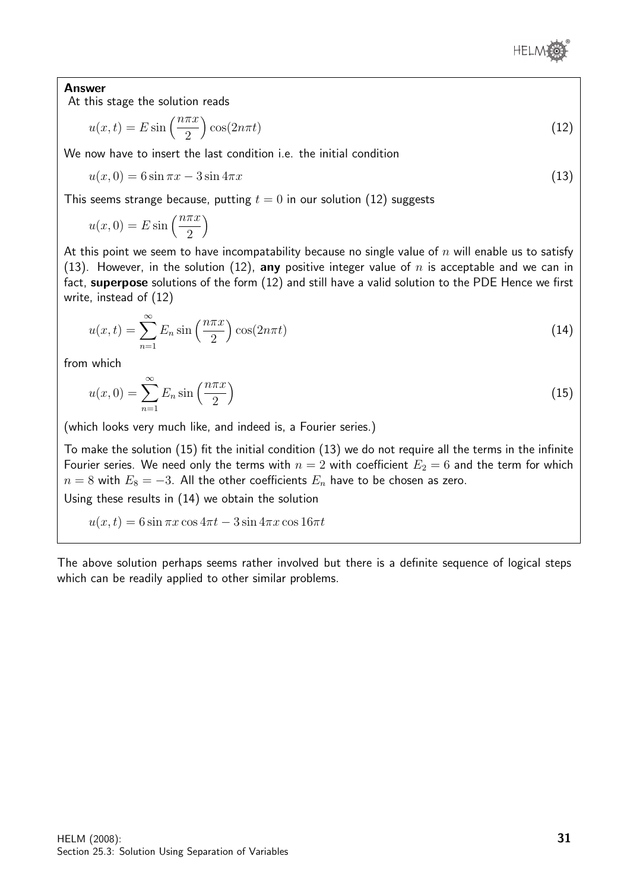**Answer**

At this stage the solution reads

$$u(x,t) = E \sin\left(\frac{n\pi x}{2}\right)\cos(2n\pi t) \qquad (12)$$

We now have to insert the last condition i.e. the initial condition

$$u(x,0) = 6\sin \pi x - 3\sin 4\pi x \qquad (13)$$

This seems strange because, putting $t = 0$ in our solution (12) suggests

$$u(x,0) = E \sin\left(\frac{n\pi x}{2}\right)$$

At this point we seem to have incompatability because no single value of $n$ will enable us to satisfy (13). However, in the solution (12), **any** positive integer value of $n$ is acceptable and we can in fact, **superpose** solutions of the form (12) and still have a valid solution to the PDE Hence we first write, instead of (12)

$$u(x,t) = \sum_{n=1}^{\infty} E_n \sin\left(\frac{n\pi x}{2}\right)\cos(2n\pi t) \qquad (14)$$

from which

$$u(x,0) = \sum_{n=1}^{\infty} E_n \sin\left(\frac{n\pi x}{2}\right) \qquad (15)$$

(which looks very much like, and indeed is, a Fourier series.)

To make the solution (15) fit the initial condition (13) we do not require all the terms in the infinite Fourier series. We need only the terms with $n = 2$ with coefficient $E_2 = 6$ and the term for which $n = 8$ with $E_8 = -3$. All the other coefficients $E_n$ have to be chosen as zero.

Using these results in (14) we obtain the solution

$$u(x,t) = 6\sin \pi x \cos 4\pi t - 3\sin 4\pi x \cos 16\pi t$$

The above solution perhaps seems rather involved but there is a definite sequence of logical steps which can be readily applied to other similar problems.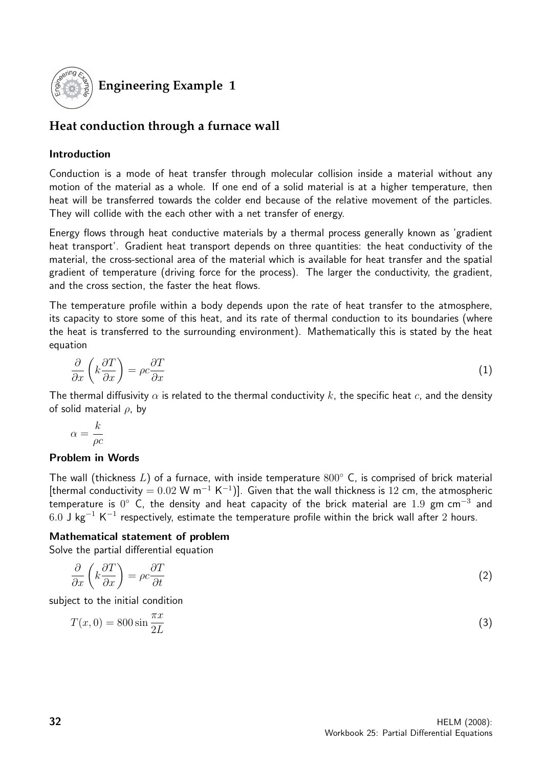# Engineering Example 1

## Heat conduction through a furnace wall

### Introduction

Conduction is a mode of heat transfer through molecular collision inside a material without any motion of the material as a whole. If one end of a solid material is at a higher temperature, then heat will be transferred towards the colder end because of the relative movement of the particles. They will collide with the each other with a net transfer of energy.

Energy flows through heat conductive materials by a thermal process generally known as 'gradient heat transport'. Gradient heat transport depends on three quantities: the heat conductivity of the material, the cross-sectional area of the material which is available for heat transfer and the spatial gradient of temperature (driving force for the process). The larger the conductivity, the gradient, and the cross section, the faster the heat flows.

The temperature profile within a body depends upon the rate of heat transfer to the atmosphere, its capacity to store some of this heat, and its rate of thermal conduction to its boundaries (where the heat is transferred to the surrounding environment). Mathematically this is stated by the heat equation

$$\frac{\partial}{\partial x}\left(k\frac{\partial T}{\partial x}\right) = \rho c\frac{\partial T}{\partial x} \tag{1}$$

The thermal diffusivity $\alpha$ is related to the thermal conductivity $k$, the specific heat $c$, and the density of solid material $\rho$, by

$$\alpha = \frac{k}{\rho c}$$

### Problem in Words

The wall (thickness $L$) of a furnace, with inside temperature $800^\circ$ C, is comprised of brick material [thermal conductivity $= 0.02$ W m$^{-1}$ K$^{-1}$)]. Given that the wall thickness is $12$ cm, the atmospheric temperature is $0^\circ$ C, the density and heat capacity of the brick material are $1.9$ gm cm$^{-3}$ and $6.0$ J kg$^{-1}$ K$^{-1}$ respectively, estimate the temperature profile within the brick wall after $2$ hours.

### Mathematical statement of problem

Solve the partial differential equation

$$\frac{\partial}{\partial x}\left(k\frac{\partial T}{\partial x}\right) = \rho c\frac{\partial T}{\partial t} \tag{2}$$

subject to the initial condition

$$T(x,0) = 800\sin\frac{\pi x}{2L} \tag{3}$$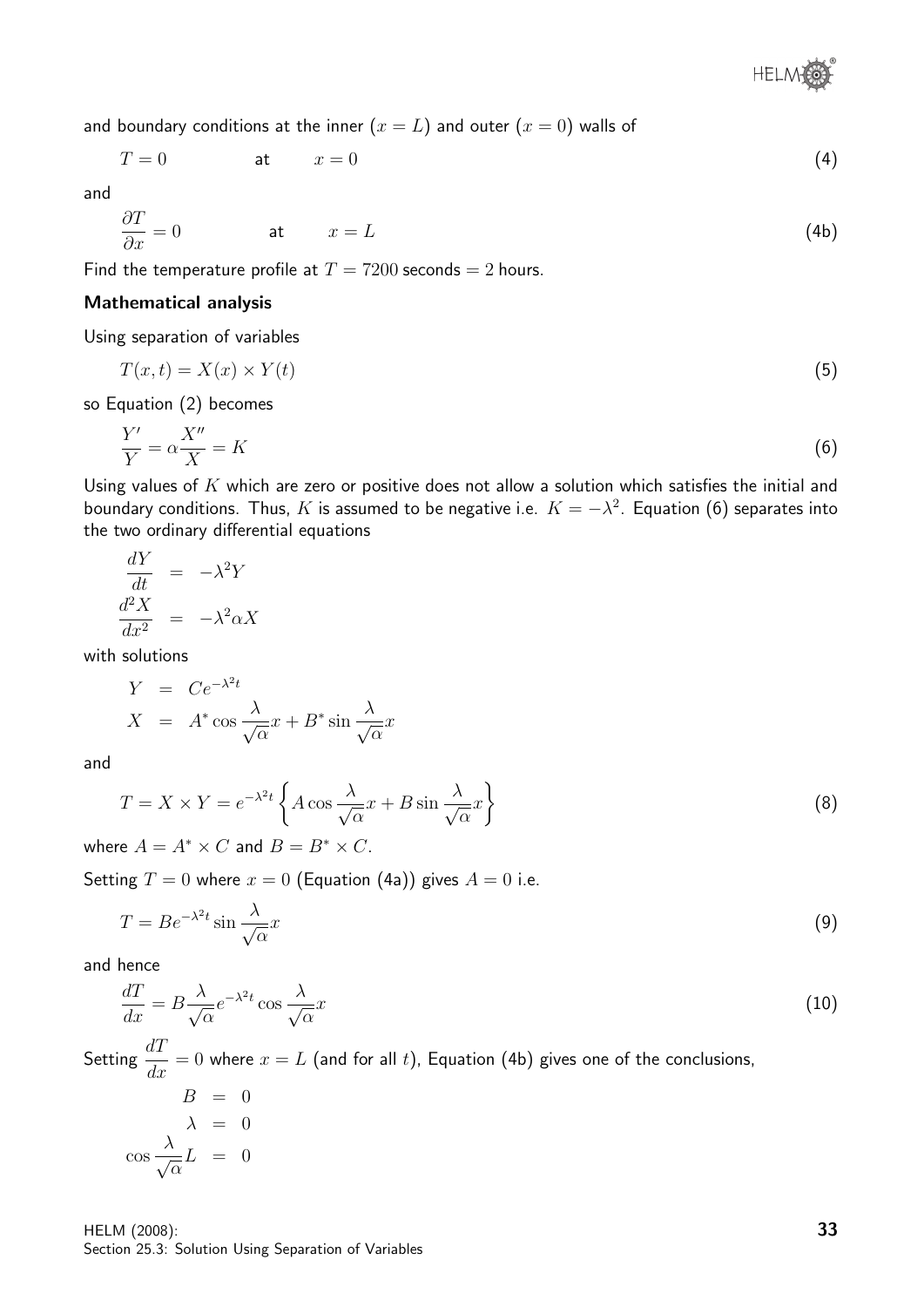and boundary conditions at the inner ($x = L$) and outer ($x = 0$) walls of

$$T = 0 \qquad \text{at} \qquad x = 0 \tag{4}$$

and

$$\frac{\partial T}{\partial x} = 0 \qquad \text{at} \qquad x = L \tag{4b}$$

Find the temperature profile at $T = 7200$ seconds $= 2$ hours.

### Mathematical analysis

Using separation of variables

$$T(x,t) = X(x) \times Y(t) \tag{5}$$

so Equation (2) becomes

$$\frac{Y'}{Y} = \alpha \frac{X''}{X} = K \tag{6}$$

Using values of $K$ which are zero or positive does not allow a solution which satisfies the initial and boundary conditions. Thus, $K$ is assumed to be negative i.e. $K = -\lambda^2$. Equation (6) separates into the two ordinary differential equations

$$\begin{aligned} \frac{dY}{dt} &= -\lambda^2 Y \\ \frac{d^2X}{dx^2} &= -\lambda^2 \alpha X \end{aligned}$$

with solutions

$$\begin{aligned} Y &= Ce^{-\lambda^2 t} \\ X &= A^* \cos \frac{\lambda}{\sqrt{\alpha}} x + B^* \sin \frac{\lambda}{\sqrt{\alpha}} x \end{aligned}$$

and

$$T = X \times Y = e^{-\lambda^2 t} \left\{ A \cos \frac{\lambda}{\sqrt{\alpha}} x + B \sin \frac{\lambda}{\sqrt{\alpha}} x \right\} \tag{8}$$

where $A = A^* \times C$ and $B = B^* \times C$.

Setting $T = 0$ where $x = 0$ (Equation (4a)) gives $A = 0$ i.e.

$$T = Be^{-\lambda^2 t} \sin \frac{\lambda}{\sqrt{\alpha}} x \tag{9}$$

and hence

$$\frac{dT}{dx} = B \frac{\lambda}{\sqrt{\alpha}} e^{-\lambda^2 t} \cos \frac{\lambda}{\sqrt{\alpha}} x \tag{10}$$

Setting $\dfrac{dT}{dx} = 0$ where $x = L$ (and for all $t$), Equation (4b) gives one of the conclusions,

$$\begin{aligned} B &= 0 \\ \lambda &= 0 \\ \cos \frac{\lambda}{\sqrt{\alpha}} L &= 0 \end{aligned}$$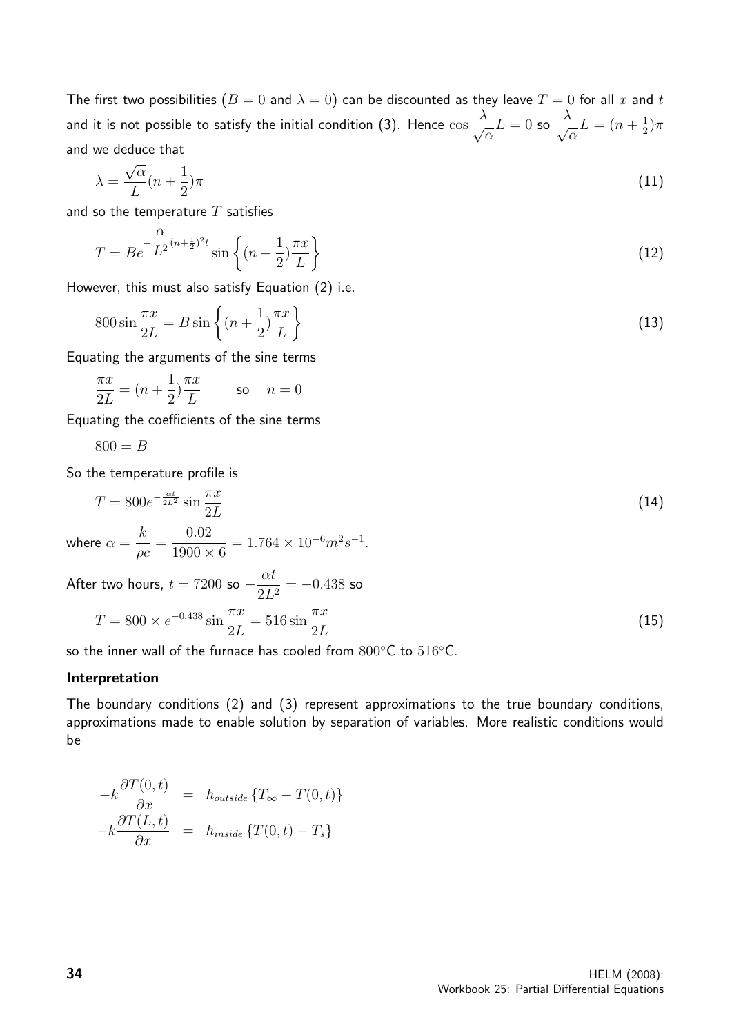The first two possibilities ($B = 0$ and $\lambda = 0$) can be discounted as they leave $T = 0$ for all $x$ and $t$ and it is not possible to satisfy the initial condition (3). Hence $\cos \dfrac{\lambda}{\sqrt{\alpha}} L = 0$ so $\dfrac{\lambda}{\sqrt{\alpha}} L = (n + \frac{1}{2})\pi$ and we deduce that

$$\lambda = \frac{\sqrt{\alpha}}{L}(n + \frac{1}{2})\pi \tag{11}$$

and so the temperature $T$ satisfies

$$T = Be^{-\dfrac{\alpha}{L^2}(n+\frac{1}{2})^2 t} \sin\left\{(n + \frac{1}{2})\frac{\pi x}{L}\right\} \tag{12}$$

However, this must also satisfy Equation (2) i.e.

$$800 \sin \frac{\pi x}{2L} = B \sin\left\{(n + \frac{1}{2})\frac{\pi x}{L}\right\} \tag{13}$$

Equating the arguments of the sine terms

$$\frac{\pi x}{2L} = (n + \frac{1}{2})\frac{\pi x}{L} \qquad \text{so} \quad n = 0$$

Equating the coefficients of the sine terms

$$800 = B$$

So the temperature profile is

$$T = 800 e^{-\frac{\alpha t}{2L^2}} \sin \frac{\pi x}{2L} \tag{14}$$

where $\alpha = \dfrac{k}{\rho c} = \dfrac{0.02}{1900 \times 6} = 1.764 \times 10^{-6} m^2 s^{-1}$.

After two hours, $t = 7200$ so $-\dfrac{\alpha t}{2L^2} = -0.438$ so

$$T = 800 \times e^{-0.438} \sin \frac{\pi x}{2L} = 516 \sin \frac{\pi x}{2L} \tag{15}$$

so the inner wall of the furnace has cooled from $800^\circ$C to $516^\circ$C.

**Interpretation**

The boundary conditions (2) and (3) represent approximations to the true boundary conditions, approximations made to enable solution by separation of variables. More realistic conditions would be

$$\begin{aligned}
-k\frac{\partial T(0,t)}{\partial x} &= h_{outside}\left\{T_\infty - T(0,t)\right\} \\
-k\frac{\partial T(L,t)}{\partial x} &= h_{inside}\left\{T(0,t) - T_s\right\}
\end{aligned}$$